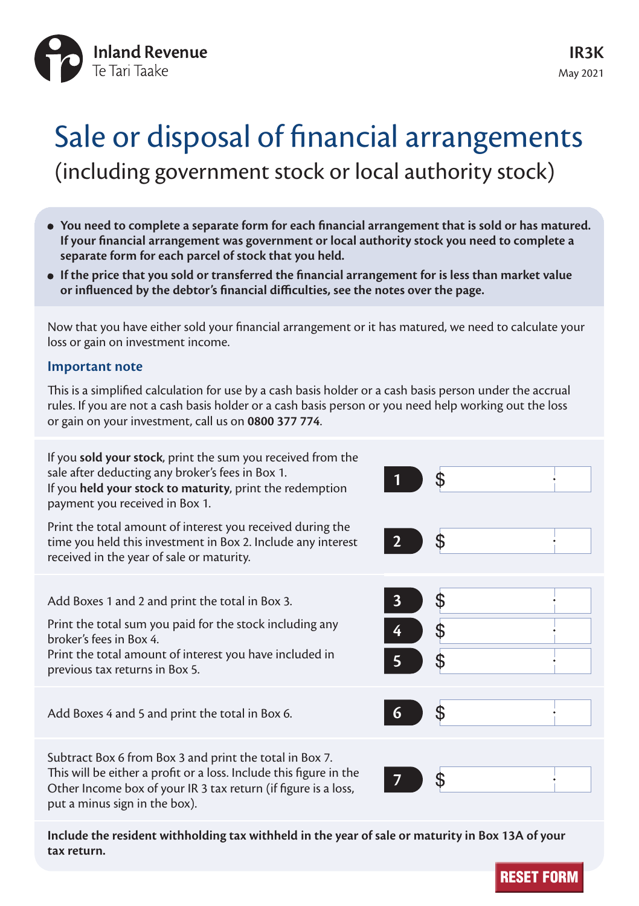Inland Revenue
Te Tari Taake

**IR3K**
May 2021

# Sale or disposal of financial arrangements

## (including government stock or local authority stock)

- **You need to complete a separate form for each financial arrangement that is sold or has matured. If your financial arrangement was government or local authority stock you need to complete a separate form for each parcel of stock that you held.**
- **If the price that you sold or transferred the financial arrangement for is less than market value or influenced by the debtor's financial difficulties, see the notes over the page.**

Now that you have either sold your financial arrangement or it has matured, we need to calculate your loss or gain on investment income.

### Important note

This is a simplified calculation for use by a cash basis holder or a cash basis person under the accrual rules. If you are not a cash basis holder or a cash basis person or you need help working out the loss or gain on your investment, call us on **0800 377 774**.

| Instruction | Box | Amount |
|---|---|---|
| If you **sold your stock**, print the sum you received from the sale after deducting any broker's fees in Box 1. If you **held your stock to maturity**, print the redemption payment you received in Box 1. | 1 | $ |
| Print the total amount of interest you received during the time you held this investment in Box 2. Include any interest received in the year of sale or maturity. | 2 | $ |
| Add Boxes 1 and 2 and print the total in Box 3. | 3 | $ |
| Print the total sum you paid for the stock including any broker's fees in Box 4. | 4 | $ |
| Print the total amount of interest you have included in previous tax returns in Box 5. | 5 | $ |
| Add Boxes 4 and 5 and print the total in Box 6. | 6 | $ |
| Subtract Box 6 from Box 3 and print the total in Box 7. This will be either a profit or a loss. Include this figure in the Other Income box of your IR 3 tax return (if figure is a loss, put a minus sign in the box). | 7 | $ |

**Include the resident withholding tax withheld in the year of sale or maturity in Box 13A of your tax return.**

RESET FORM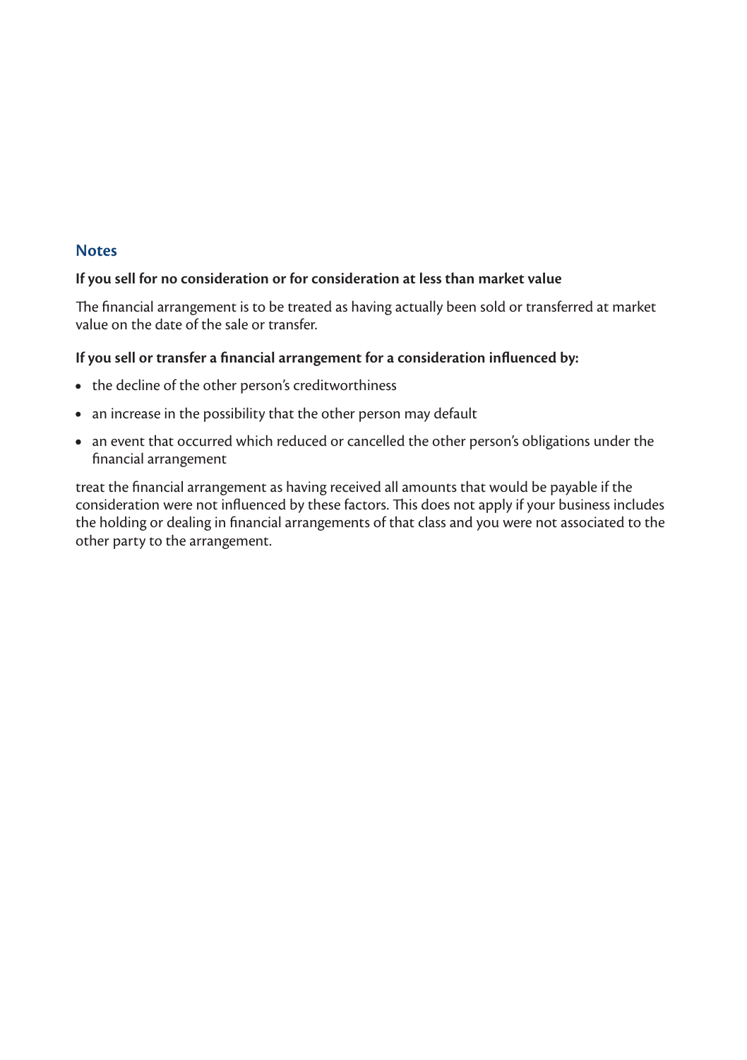## Notes

**If you sell for no consideration or for consideration at less than market value**

The financial arrangement is to be treated as having actually been sold or transferred at market value on the date of the sale or transfer.

**If you sell or transfer a financial arrangement for a consideration influenced by:**

- the decline of the other person's creditworthiness
- an increase in the possibility that the other person may default
- an event that occurred which reduced or cancelled the other person's obligations under the financial arrangement

treat the financial arrangement as having received all amounts that would be payable if the consideration were not influenced by these factors. This does not apply if your business includes the holding or dealing in financial arrangements of that class and you were not associated to the other party to the arrangement.